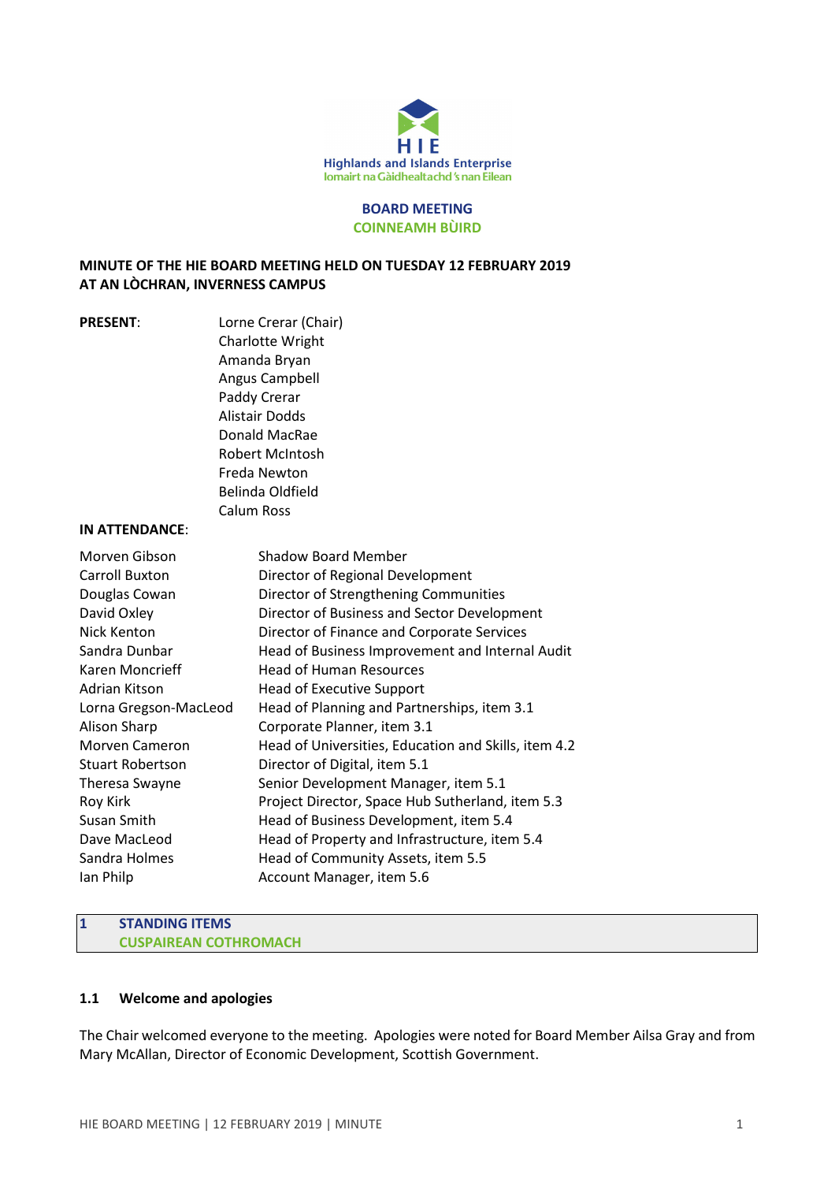**HIE**
**Highlands and Islands Enterprise**
**Iomairt na Gàidhealtachd 's nan Eilean**

## BOARD MEETING
## COINNEAMH BÙIRD

**MINUTE OF THE HIE BOARD MEETING HELD ON TUESDAY 12 FEBRUARY 2019 AT AN LÒCHRAN, INVERNESS CAMPUS**

**PRESENT**:

- Lorne Crerar (Chair)
- Charlotte Wright
- Amanda Bryan
- Angus Campbell
- Paddy Crerar
- Alistair Dodds
- Donald MacRae
- Robert McIntosh
- Freda Newton
- Belinda Oldfield
- Calum Ross

**IN ATTENDANCE**:

| | |
|---|---|
| Morven Gibson | Shadow Board Member |
| Carroll Buxton | Director of Regional Development |
| Douglas Cowan | Director of Strengthening Communities |
| David Oxley | Director of Business and Sector Development |
| Nick Kenton | Director of Finance and Corporate Services |
| Sandra Dunbar | Head of Business Improvement and Internal Audit |
| Karen Moncrieff | Head of Human Resources |
| Adrian Kitson | Head of Executive Support |
| Lorna Gregson-MacLeod | Head of Planning and Partnerships, item 3.1 |
| Alison Sharp | Corporate Planner, item 3.1 |
| Morven Cameron | Head of Universities, Education and Skills, item 4.2 |
| Stuart Robertson | Director of Digital, item 5.1 |
| Theresa Swayne | Senior Development Manager, item 5.1 |
| Roy Kirk | Project Director, Space Hub Sutherland, item 5.3 |
| Susan Smith | Head of Business Development, item 5.4 |
| Dave MacLeod | Head of Property and Infrastructure, item 5.4 |
| Sandra Holmes | Head of Community Assets, item 5.5 |
| Ian Philp | Account Manager, item 5.6 |

## 1 STANDING ITEMS
## CUSPAIREAN COTHROMACH

### 1.1 Welcome and apologies

The Chair welcomed everyone to the meeting. Apologies were noted for Board Member Ailsa Gray and from Mary McAllan, Director of Economic Development, Scottish Government.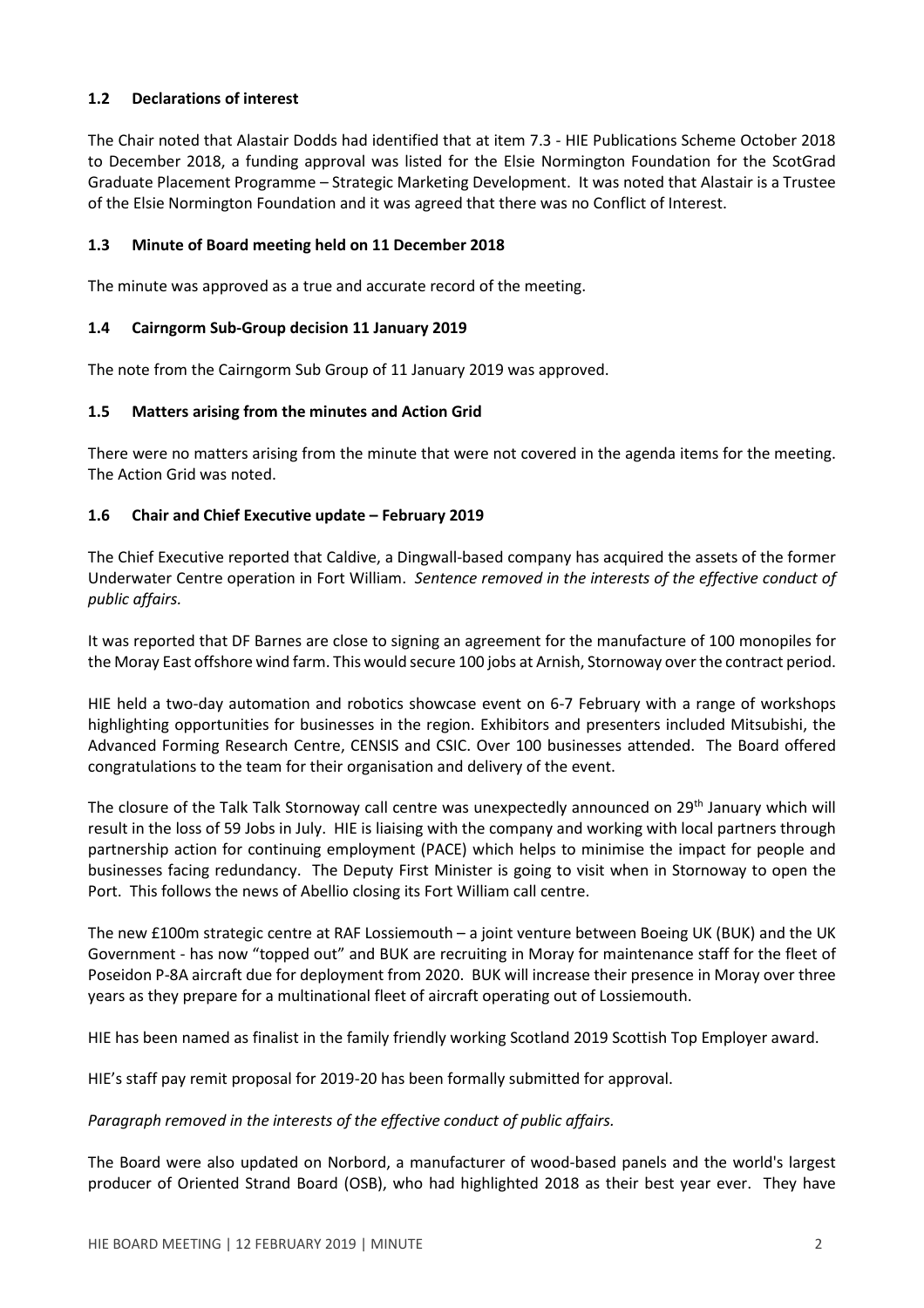### 1.2 Declarations of interest

The Chair noted that Alastair Dodds had identified that at item 7.3 - HIE Publications Scheme October 2018 to December 2018, a funding approval was listed for the Elsie Normington Foundation for the ScotGrad Graduate Placement Programme – Strategic Marketing Development. It was noted that Alastair is a Trustee of the Elsie Normington Foundation and it was agreed that there was no Conflict of Interest.

### 1.3 Minute of Board meeting held on 11 December 2018

The minute was approved as a true and accurate record of the meeting.

### 1.4 Cairngorm Sub-Group decision 11 January 2019

The note from the Cairngorm Sub Group of 11 January 2019 was approved.

### 1.5 Matters arising from the minutes and Action Grid

There were no matters arising from the minute that were not covered in the agenda items for the meeting. The Action Grid was noted.

### 1.6 Chair and Chief Executive update – February 2019

The Chief Executive reported that Caldive, a Dingwall-based company has acquired the assets of the former Underwater Centre operation in Fort William. *Sentence removed in the interests of the effective conduct of public affairs.*

It was reported that DF Barnes are close to signing an agreement for the manufacture of 100 monopiles for the Moray East offshore wind farm. This would secure 100 jobs at Arnish, Stornoway over the contract period.

HIE held a two-day automation and robotics showcase event on 6-7 February with a range of workshops highlighting opportunities for businesses in the region. Exhibitors and presenters included Mitsubishi, the Advanced Forming Research Centre, CENSIS and CSIC. Over 100 businesses attended. The Board offered congratulations to the team for their organisation and delivery of the event.

The closure of the Talk Talk Stornoway call centre was unexpectedly announced on 29th January which will result in the loss of 59 Jobs in July. HIE is liaising with the company and working with local partners through partnership action for continuing employment (PACE) which helps to minimise the impact for people and businesses facing redundancy. The Deputy First Minister is going to visit when in Stornoway to open the Port. This follows the news of Abellio closing its Fort William call centre.

The new £100m strategic centre at RAF Lossiemouth – a joint venture between Boeing UK (BUK) and the UK Government - has now "topped out" and BUK are recruiting in Moray for maintenance staff for the fleet of Poseidon P-8A aircraft due for deployment from 2020. BUK will increase their presence in Moray over three years as they prepare for a multinational fleet of aircraft operating out of Lossiemouth.

HIE has been named as finalist in the family friendly working Scotland 2019 Scottish Top Employer award.

HIE's staff pay remit proposal for 2019-20 has been formally submitted for approval.

*Paragraph removed in the interests of the effective conduct of public affairs.*

The Board were also updated on Norbord, a manufacturer of wood-based panels and the world's largest producer of Oriented Strand Board (OSB), who had highlighted 2018 as their best year ever. They have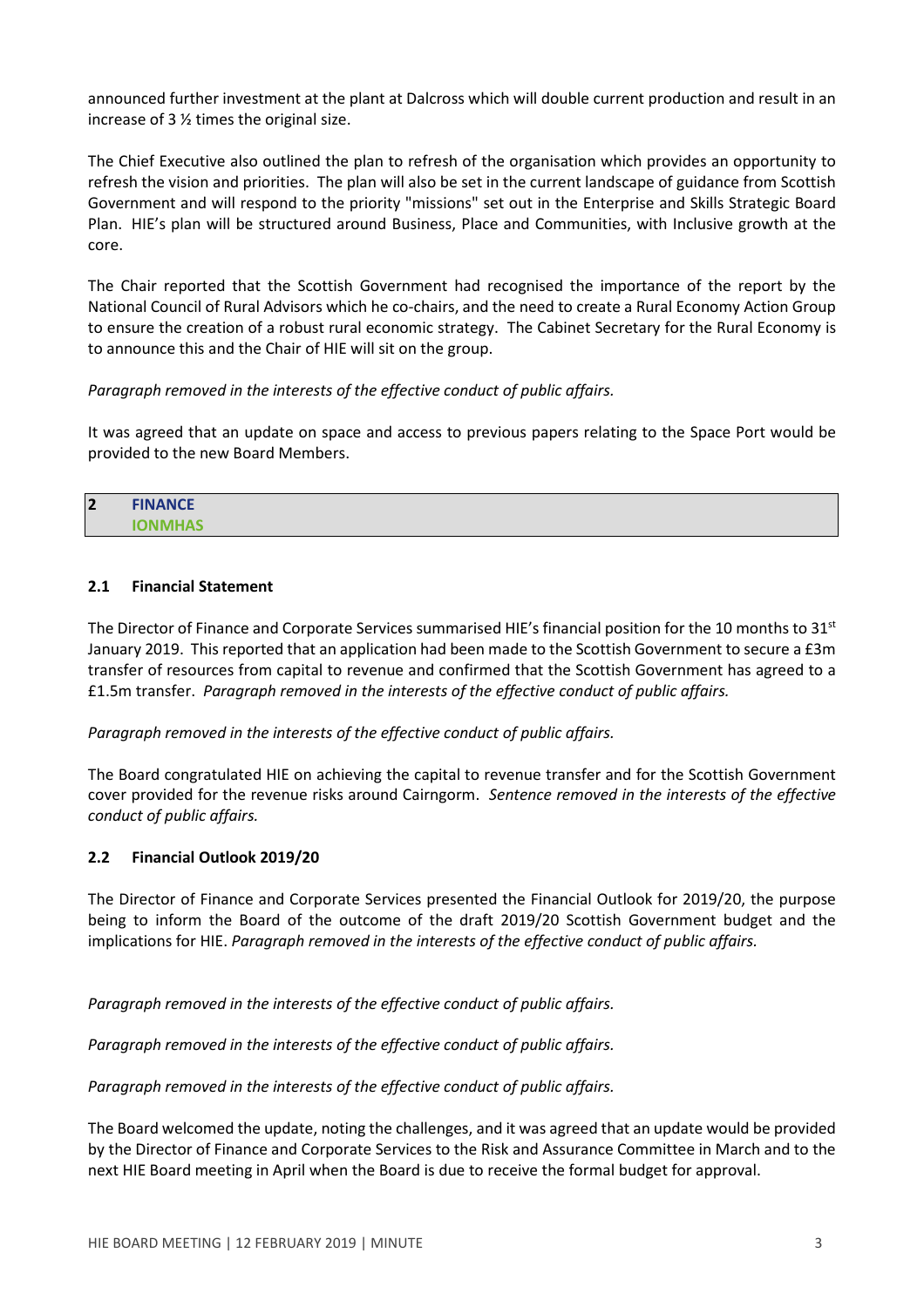announced further investment at the plant at Dalcross which will double current production and result in an increase of 3 ½ times the original size.

The Chief Executive also outlined the plan to refresh of the organisation which provides an opportunity to refresh the vision and priorities. The plan will also be set in the current landscape of guidance from Scottish Government and will respond to the priority "missions" set out in the Enterprise and Skills Strategic Board Plan. HIE's plan will be structured around Business, Place and Communities, with Inclusive growth at the core.

The Chair reported that the Scottish Government had recognised the importance of the report by the National Council of Rural Advisors which he co-chairs, and the need to create a Rural Economy Action Group to ensure the creation of a robust rural economic strategy. The Cabinet Secretary for the Rural Economy is to announce this and the Chair of HIE will sit on the group.

*Paragraph removed in the interests of the effective conduct of public affairs.*

It was agreed that an update on space and access to previous papers relating to the Space Port would be provided to the new Board Members.

## 2 FINANCE
## IONMHAS

### 2.1 Financial Statement

The Director of Finance and Corporate Services summarised HIE's financial position for the 10 months to 31st January 2019. This reported that an application had been made to the Scottish Government to secure a £3m transfer of resources from capital to revenue and confirmed that the Scottish Government has agreed to a £1.5m transfer. *Paragraph removed in the interests of the effective conduct of public affairs.*

*Paragraph removed in the interests of the effective conduct of public affairs.*

The Board congratulated HIE on achieving the capital to revenue transfer and for the Scottish Government cover provided for the revenue risks around Cairngorm. *Sentence removed in the interests of the effective conduct of public affairs.*

### 2.2 Financial Outlook 2019/20

The Director of Finance and Corporate Services presented the Financial Outlook for 2019/20, the purpose being to inform the Board of the outcome of the draft 2019/20 Scottish Government budget and the implications for HIE. *Paragraph removed in the interests of the effective conduct of public affairs.*

*Paragraph removed in the interests of the effective conduct of public affairs.*

*Paragraph removed in the interests of the effective conduct of public affairs.*

*Paragraph removed in the interests of the effective conduct of public affairs.*

The Board welcomed the update, noting the challenges, and it was agreed that an update would be provided by the Director of Finance and Corporate Services to the Risk and Assurance Committee in March and to the next HIE Board meeting in April when the Board is due to receive the formal budget for approval.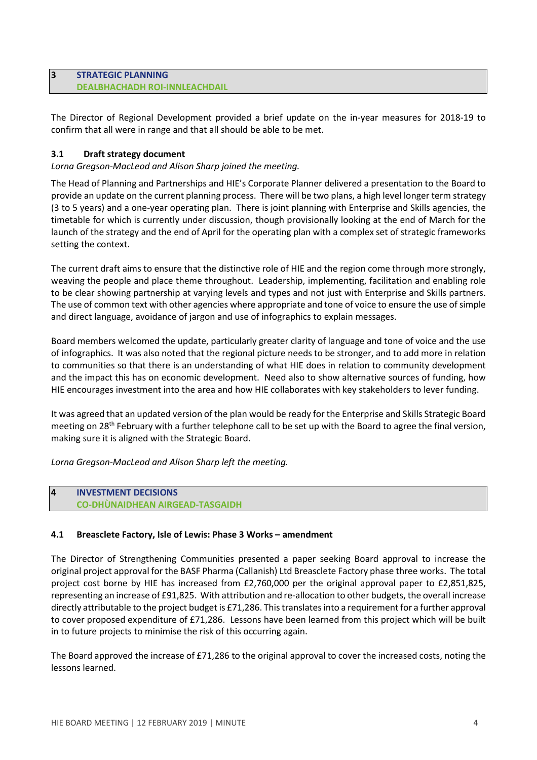## 3 STRATEGIC PLANNING
## DEALBHACHADH ROI-INNLEACHDAIL

The Director of Regional Development provided a brief update on the in-year measures for 2018-19 to confirm that all were in range and that all should be able to be met.

### 3.1 Draft strategy document

*Lorna Gregson-MacLeod and Alison Sharp joined the meeting.*

The Head of Planning and Partnerships and HIE's Corporate Planner delivered a presentation to the Board to provide an update on the current planning process. There will be two plans, a high level longer term strategy (3 to 5 years) and a one-year operating plan. There is joint planning with Enterprise and Skills agencies, the timetable for which is currently under discussion, though provisionally looking at the end of March for the launch of the strategy and the end of April for the operating plan with a complex set of strategic frameworks setting the context.

The current draft aims to ensure that the distinctive role of HIE and the region come through more strongly, weaving the people and place theme throughout. Leadership, implementing, facilitation and enabling role to be clear showing partnership at varying levels and types and not just with Enterprise and Skills partners. The use of common text with other agencies where appropriate and tone of voice to ensure the use of simple and direct language, avoidance of jargon and use of infographics to explain messages.

Board members welcomed the update, particularly greater clarity of language and tone of voice and the use of infographics. It was also noted that the regional picture needs to be stronger, and to add more in relation to communities so that there is an understanding of what HIE does in relation to community development and the impact this has on economic development. Need also to show alternative sources of funding, how HIE encourages investment into the area and how HIE collaborates with key stakeholders to lever funding.

It was agreed that an updated version of the plan would be ready for the Enterprise and Skills Strategic Board meeting on 28th February with a further telephone call to be set up with the Board to agree the final version, making sure it is aligned with the Strategic Board.

*Lorna Gregson-MacLeod and Alison Sharp left the meeting.*

## 4 INVESTMENT DECISIONS
## CO-DHÙNAIDHEAN AIRGEAD-TASGAIDH

### 4.1 Breasclete Factory, Isle of Lewis: Phase 3 Works – amendment

The Director of Strengthening Communities presented a paper seeking Board approval to increase the original project approval for the BASF Pharma (Callanish) Ltd Breasclete Factory phase three works. The total project cost borne by HIE has increased from £2,760,000 per the original approval paper to £2,851,825, representing an increase of £91,825. With attribution and re-allocation to other budgets, the overall increase directly attributable to the project budget is £71,286. This translates into a requirement for a further approval to cover proposed expenditure of £71,286. Lessons have been learned from this project which will be built in to future projects to minimise the risk of this occurring again.

The Board approved the increase of £71,286 to the original approval to cover the increased costs, noting the lessons learned.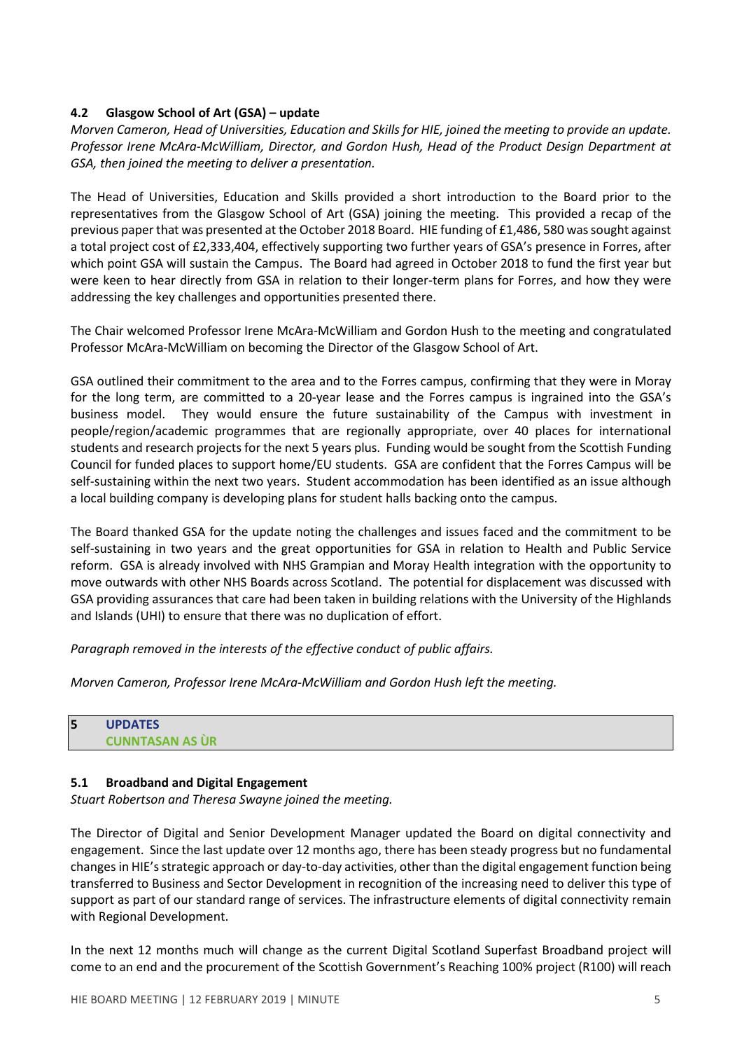### 4.2 Glasgow School of Art (GSA) – update

*Morven Cameron, Head of Universities, Education and Skills for HIE, joined the meeting to provide an update. Professor Irene McAra-McWilliam, Director, and Gordon Hush, Head of the Product Design Department at GSA, then joined the meeting to deliver a presentation.*

The Head of Universities, Education and Skills provided a short introduction to the Board prior to the representatives from the Glasgow School of Art (GSA) joining the meeting. This provided a recap of the previous paper that was presented at the October 2018 Board. HIE funding of £1,486, 580 was sought against a total project cost of £2,333,404, effectively supporting two further years of GSA's presence in Forres, after which point GSA will sustain the Campus. The Board had agreed in October 2018 to fund the first year but were keen to hear directly from GSA in relation to their longer-term plans for Forres, and how they were addressing the key challenges and opportunities presented there.

The Chair welcomed Professor Irene McAra-McWilliam and Gordon Hush to the meeting and congratulated Professor McAra-McWilliam on becoming the Director of the Glasgow School of Art.

GSA outlined their commitment to the area and to the Forres campus, confirming that they were in Moray for the long term, are committed to a 20-year lease and the Forres campus is ingrained into the GSA's business model. They would ensure the future sustainability of the Campus with investment in people/region/academic programmes that are regionally appropriate, over 40 places for international students and research projects for the next 5 years plus. Funding would be sought from the Scottish Funding Council for funded places to support home/EU students. GSA are confident that the Forres Campus will be self-sustaining within the next two years. Student accommodation has been identified as an issue although a local building company is developing plans for student halls backing onto the campus.

The Board thanked GSA for the update noting the challenges and issues faced and the commitment to be self-sustaining in two years and the great opportunities for GSA in relation to Health and Public Service reform. GSA is already involved with NHS Grampian and Moray Health integration with the opportunity to move outwards with other NHS Boards across Scotland. The potential for displacement was discussed with GSA providing assurances that care had been taken in building relations with the University of the Highlands and Islands (UHI) to ensure that there was no duplication of effort.

*Paragraph removed in the interests of the effective conduct of public affairs.*

*Morven Cameron, Professor Irene McAra-McWilliam and Gordon Hush left the meeting.*

## 5 UPDATES
## CUNNTASAN AS ÙR

### 5.1 Broadband and Digital Engagement

*Stuart Robertson and Theresa Swayne joined the meeting.*

The Director of Digital and Senior Development Manager updated the Board on digital connectivity and engagement. Since the last update over 12 months ago, there has been steady progress but no fundamental changes in HIE's strategic approach or day-to-day activities, other than the digital engagement function being transferred to Business and Sector Development in recognition of the increasing need to deliver this type of support as part of our standard range of services. The infrastructure elements of digital connectivity remain with Regional Development.

In the next 12 months much will change as the current Digital Scotland Superfast Broadband project will come to an end and the procurement of the Scottish Government's Reaching 100% project (R100) will reach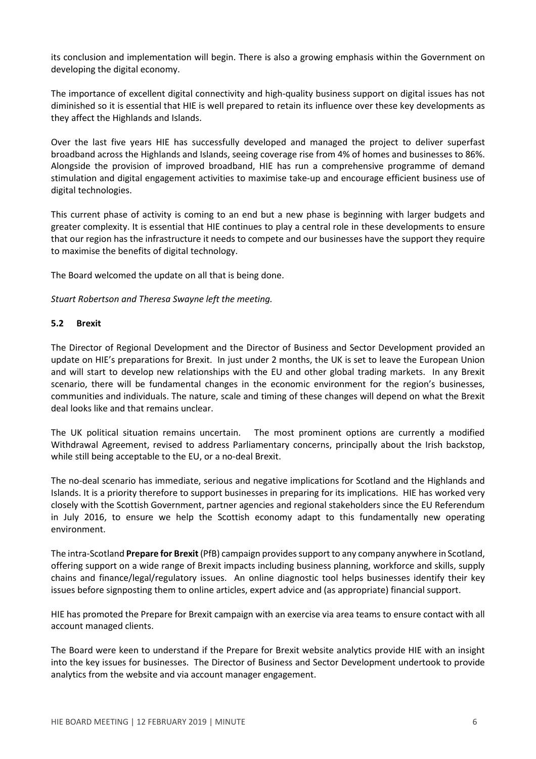its conclusion and implementation will begin. There is also a growing emphasis within the Government on developing the digital economy.

The importance of excellent digital connectivity and high-quality business support on digital issues has not diminished so it is essential that HIE is well prepared to retain its influence over these key developments as they affect the Highlands and Islands.

Over the last five years HIE has successfully developed and managed the project to deliver superfast broadband across the Highlands and Islands, seeing coverage rise from 4% of homes and businesses to 86%. Alongside the provision of improved broadband, HIE has run a comprehensive programme of demand stimulation and digital engagement activities to maximise take-up and encourage efficient business use of digital technologies.

This current phase of activity is coming to an end but a new phase is beginning with larger budgets and greater complexity. It is essential that HIE continues to play a central role in these developments to ensure that our region has the infrastructure it needs to compete and our businesses have the support they require to maximise the benefits of digital technology.

The Board welcomed the update on all that is being done.

*Stuart Robertson and Theresa Swayne left the meeting.*

### 5.2 Brexit

The Director of Regional Development and the Director of Business and Sector Development provided an update on HIE's preparations for Brexit. In just under 2 months, the UK is set to leave the European Union and will start to develop new relationships with the EU and other global trading markets. In any Brexit scenario, there will be fundamental changes in the economic environment for the region's businesses, communities and individuals. The nature, scale and timing of these changes will depend on what the Brexit deal looks like and that remains unclear.

The UK political situation remains uncertain. The most prominent options are currently a modified Withdrawal Agreement, revised to address Parliamentary concerns, principally about the Irish backstop, while still being acceptable to the EU, or a no-deal Brexit.

The no-deal scenario has immediate, serious and negative implications for Scotland and the Highlands and Islands. It is a priority therefore to support businesses in preparing for its implications. HIE has worked very closely with the Scottish Government, partner agencies and regional stakeholders since the EU Referendum in July 2016, to ensure we help the Scottish economy adapt to this fundamentally new operating environment.

The intra-Scotland **Prepare for Brexit** (PfB) campaign provides support to any company anywhere in Scotland, offering support on a wide range of Brexit impacts including business planning, workforce and skills, supply chains and finance/legal/regulatory issues. An online diagnostic tool helps businesses identify their key issues before signposting them to online articles, expert advice and (as appropriate) financial support.

HIE has promoted the Prepare for Brexit campaign with an exercise via area teams to ensure contact with all account managed clients.

The Board were keen to understand if the Prepare for Brexit website analytics provide HIE with an insight into the key issues for businesses. The Director of Business and Sector Development undertook to provide analytics from the website and via account manager engagement.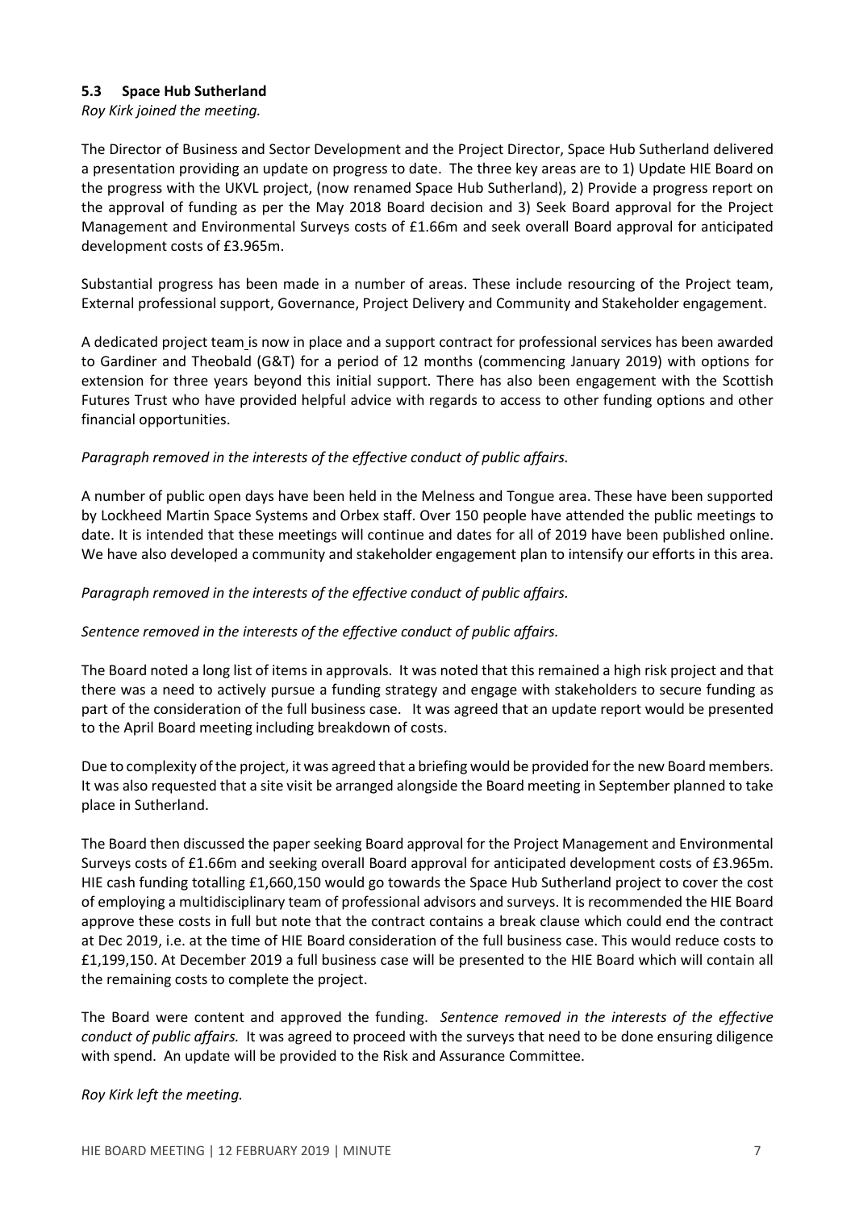### 5.3 Space Hub Sutherland

*Roy Kirk joined the meeting.*

The Director of Business and Sector Development and the Project Director, Space Hub Sutherland delivered a presentation providing an update on progress to date. The three key areas are to 1) Update HIE Board on the progress with the UKVL project, (now renamed Space Hub Sutherland), 2) Provide a progress report on the approval of funding as per the May 2018 Board decision and 3) Seek Board approval for the Project Management and Environmental Surveys costs of £1.66m and seek overall Board approval for anticipated development costs of £3.965m.

Substantial progress has been made in a number of areas. These include resourcing of the Project team, External professional support, Governance, Project Delivery and Community and Stakeholder engagement.

A dedicated project team is now in place and a support contract for professional services has been awarded to Gardiner and Theobald (G&T) for a period of 12 months (commencing January 2019) with options for extension for three years beyond this initial support. There has also been engagement with the Scottish Futures Trust who have provided helpful advice with regards to access to other funding options and other financial opportunities.

*Paragraph removed in the interests of the effective conduct of public affairs.*

A number of public open days have been held in the Melness and Tongue area. These have been supported by Lockheed Martin Space Systems and Orbex staff. Over 150 people have attended the public meetings to date. It is intended that these meetings will continue and dates for all of 2019 have been published online. We have also developed a community and stakeholder engagement plan to intensify our efforts in this area.

*Paragraph removed in the interests of the effective conduct of public affairs.*

*Sentence removed in the interests of the effective conduct of public affairs.*

The Board noted a long list of items in approvals. It was noted that this remained a high risk project and that there was a need to actively pursue a funding strategy and engage with stakeholders to secure funding as part of the consideration of the full business case. It was agreed that an update report would be presented to the April Board meeting including breakdown of costs.

Due to complexity of the project, it was agreed that a briefing would be provided for the new Board members. It was also requested that a site visit be arranged alongside the Board meeting in September planned to take place in Sutherland.

The Board then discussed the paper seeking Board approval for the Project Management and Environmental Surveys costs of £1.66m and seeking overall Board approval for anticipated development costs of £3.965m. HIE cash funding totalling £1,660,150 would go towards the Space Hub Sutherland project to cover the cost of employing a multidisciplinary team of professional advisors and surveys. It is recommended the HIE Board approve these costs in full but note that the contract contains a break clause which could end the contract at Dec 2019, i.e. at the time of HIE Board consideration of the full business case. This would reduce costs to £1,199,150. At December 2019 a full business case will be presented to the HIE Board which will contain all the remaining costs to complete the project.

The Board were content and approved the funding. *Sentence removed in the interests of the effective conduct of public affairs.* It was agreed to proceed with the surveys that need to be done ensuring diligence with spend. An update will be provided to the Risk and Assurance Committee.

*Roy Kirk left the meeting.*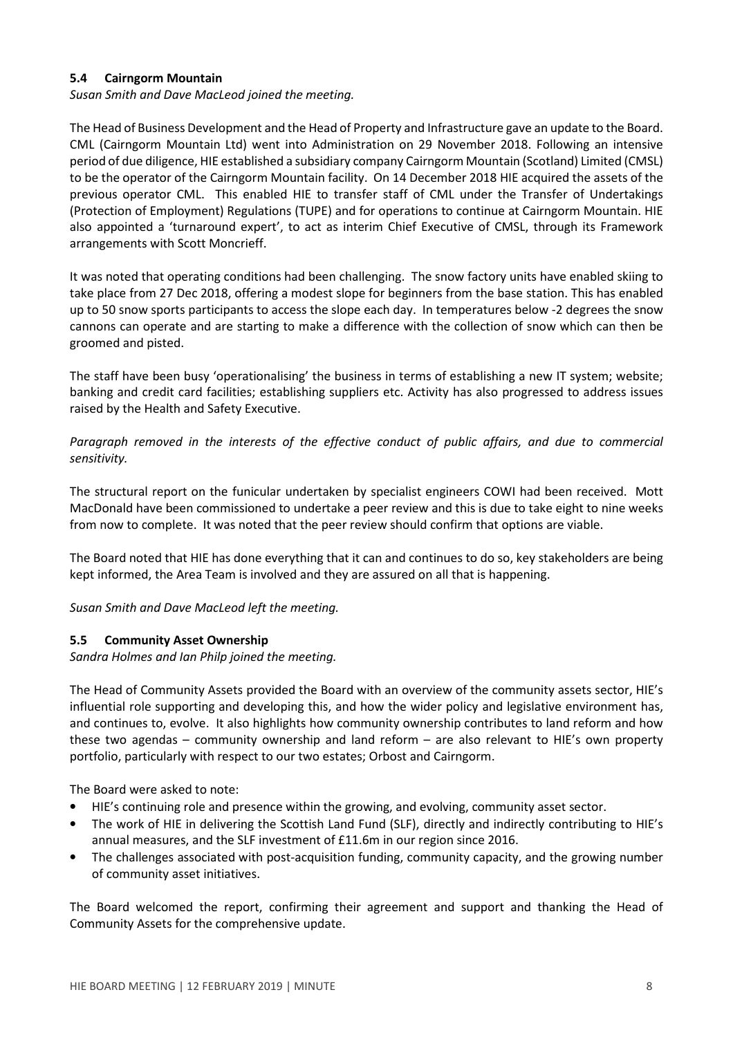### 5.4 Cairngorm Mountain

*Susan Smith and Dave MacLeod joined the meeting.*

The Head of Business Development and the Head of Property and Infrastructure gave an update to the Board. CML (Cairngorm Mountain Ltd) went into Administration on 29 November 2018. Following an intensive period of due diligence, HIE established a subsidiary company Cairngorm Mountain (Scotland) Limited (CMSL) to be the operator of the Cairngorm Mountain facility. On 14 December 2018 HIE acquired the assets of the previous operator CML. This enabled HIE to transfer staff of CML under the Transfer of Undertakings (Protection of Employment) Regulations (TUPE) and for operations to continue at Cairngorm Mountain. HIE also appointed a 'turnaround expert', to act as interim Chief Executive of CMSL, through its Framework arrangements with Scott Moncrieff.

It was noted that operating conditions had been challenging. The snow factory units have enabled skiing to take place from 27 Dec 2018, offering a modest slope for beginners from the base station. This has enabled up to 50 snow sports participants to access the slope each day. In temperatures below -2 degrees the snow cannons can operate and are starting to make a difference with the collection of snow which can then be groomed and pisted.

The staff have been busy 'operationalising' the business in terms of establishing a new IT system; website; banking and credit card facilities; establishing suppliers etc. Activity has also progressed to address issues raised by the Health and Safety Executive.

*Paragraph removed in the interests of the effective conduct of public affairs, and due to commercial sensitivity.*

The structural report on the funicular undertaken by specialist engineers COWI had been received. Mott MacDonald have been commissioned to undertake a peer review and this is due to take eight to nine weeks from now to complete. It was noted that the peer review should confirm that options are viable.

The Board noted that HIE has done everything that it can and continues to do so, key stakeholders are being kept informed, the Area Team is involved and they are assured on all that is happening.

*Susan Smith and Dave MacLeod left the meeting.*

### 5.5 Community Asset Ownership

*Sandra Holmes and Ian Philp joined the meeting.*

The Head of Community Assets provided the Board with an overview of the community assets sector, HIE's influential role supporting and developing this, and how the wider policy and legislative environment has, and continues to, evolve. It also highlights how community ownership contributes to land reform and how these two agendas – community ownership and land reform – are also relevant to HIE's own property portfolio, particularly with respect to our two estates; Orbost and Cairngorm.

The Board were asked to note:

- HIE's continuing role and presence within the growing, and evolving, community asset sector.
- The work of HIE in delivering the Scottish Land Fund (SLF), directly and indirectly contributing to HIE's annual measures, and the SLF investment of £11.6m in our region since 2016.
- The challenges associated with post-acquisition funding, community capacity, and the growing number of community asset initiatives.

The Board welcomed the report, confirming their agreement and support and thanking the Head of Community Assets for the comprehensive update.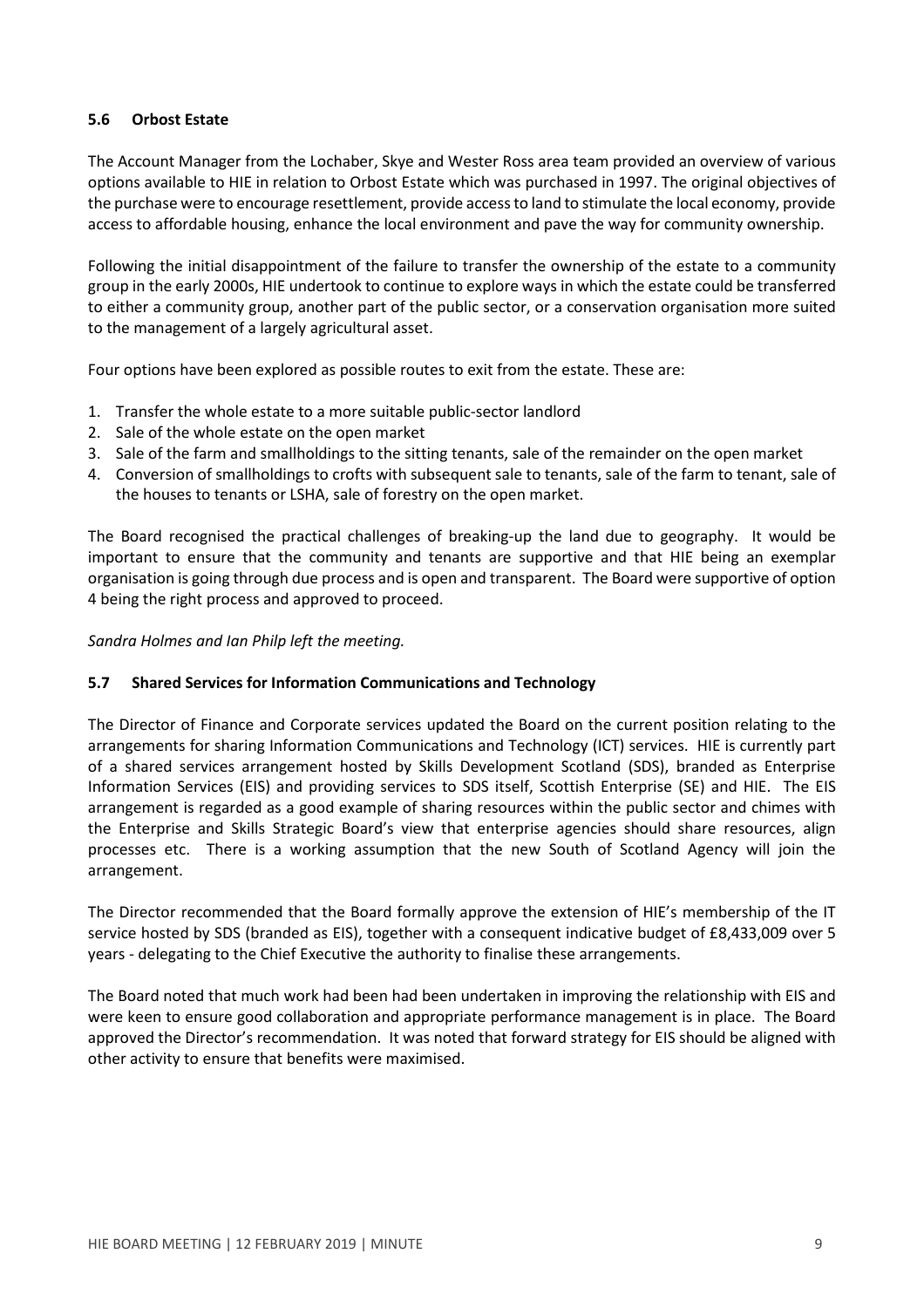### 5.6 Orbost Estate

The Account Manager from the Lochaber, Skye and Wester Ross area team provided an overview of various options available to HIE in relation to Orbost Estate which was purchased in 1997. The original objectives of the purchase were to encourage resettlement, provide access to land to stimulate the local economy, provide access to affordable housing, enhance the local environment and pave the way for community ownership.

Following the initial disappointment of the failure to transfer the ownership of the estate to a community group in the early 2000s, HIE undertook to continue to explore ways in which the estate could be transferred to either a community group, another part of the public sector, or a conservation organisation more suited to the management of a largely agricultural asset.

Four options have been explored as possible routes to exit from the estate. These are:

1. Transfer the whole estate to a more suitable public-sector landlord
2. Sale of the whole estate on the open market
3. Sale of the farm and smallholdings to the sitting tenants, sale of the remainder on the open market
4. Conversion of smallholdings to crofts with subsequent sale to tenants, sale of the farm to tenant, sale of the houses to tenants or LSHA, sale of forestry on the open market.

The Board recognised the practical challenges of breaking-up the land due to geography. It would be important to ensure that the community and tenants are supportive and that HIE being an exemplar organisation is going through due process and is open and transparent. The Board were supportive of option 4 being the right process and approved to proceed.

*Sandra Holmes and Ian Philp left the meeting.*

### 5.7 Shared Services for Information Communications and Technology

The Director of Finance and Corporate services updated the Board on the current position relating to the arrangements for sharing Information Communications and Technology (ICT) services. HIE is currently part of a shared services arrangement hosted by Skills Development Scotland (SDS), branded as Enterprise Information Services (EIS) and providing services to SDS itself, Scottish Enterprise (SE) and HIE. The EIS arrangement is regarded as a good example of sharing resources within the public sector and chimes with the Enterprise and Skills Strategic Board's view that enterprise agencies should share resources, align processes etc. There is a working assumption that the new South of Scotland Agency will join the arrangement.

The Director recommended that the Board formally approve the extension of HIE's membership of the IT service hosted by SDS (branded as EIS), together with a consequent indicative budget of £8,433,009 over 5 years - delegating to the Chief Executive the authority to finalise these arrangements.

The Board noted that much work had been had been undertaken in improving the relationship with EIS and were keen to ensure good collaboration and appropriate performance management is in place. The Board approved the Director's recommendation. It was noted that forward strategy for EIS should be aligned with other activity to ensure that benefits were maximised.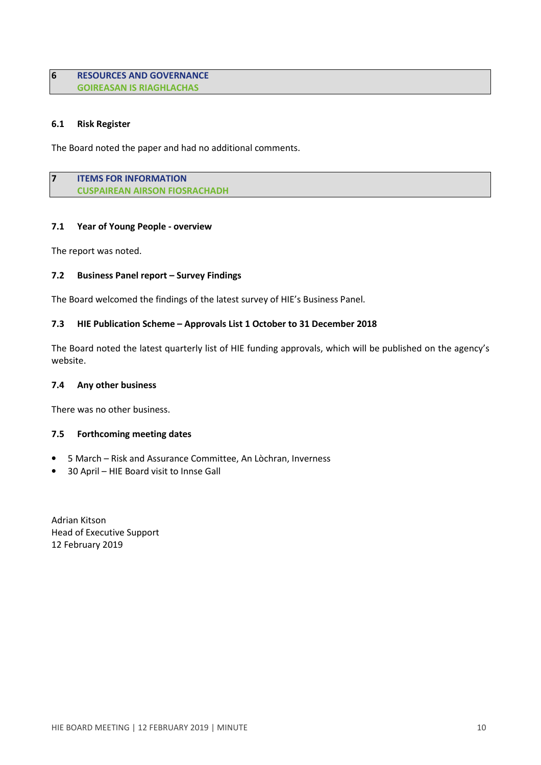## 6 RESOURCES AND GOVERNANCE
## GOIREASAN IS RIAGHLACHAS

### 6.1 Risk Register

The Board noted the paper and had no additional comments.

## 7 ITEMS FOR INFORMATION
## CUSPAIREAN AIRSON FIOSRACHADH

### 7.1 Year of Young People - overview

The report was noted.

### 7.2 Business Panel report – Survey Findings

The Board welcomed the findings of the latest survey of HIE's Business Panel.

### 7.3 HIE Publication Scheme – Approvals List 1 October to 31 December 2018

The Board noted the latest quarterly list of HIE funding approvals, which will be published on the agency's website.

### 7.4 Any other business

There was no other business.

### 7.5 Forthcoming meeting dates

- 5 March – Risk and Assurance Committee, An Lòchran, Inverness
- 30 April – HIE Board visit to Innse Gall

Adrian Kitson
Head of Executive Support
12 February 2019